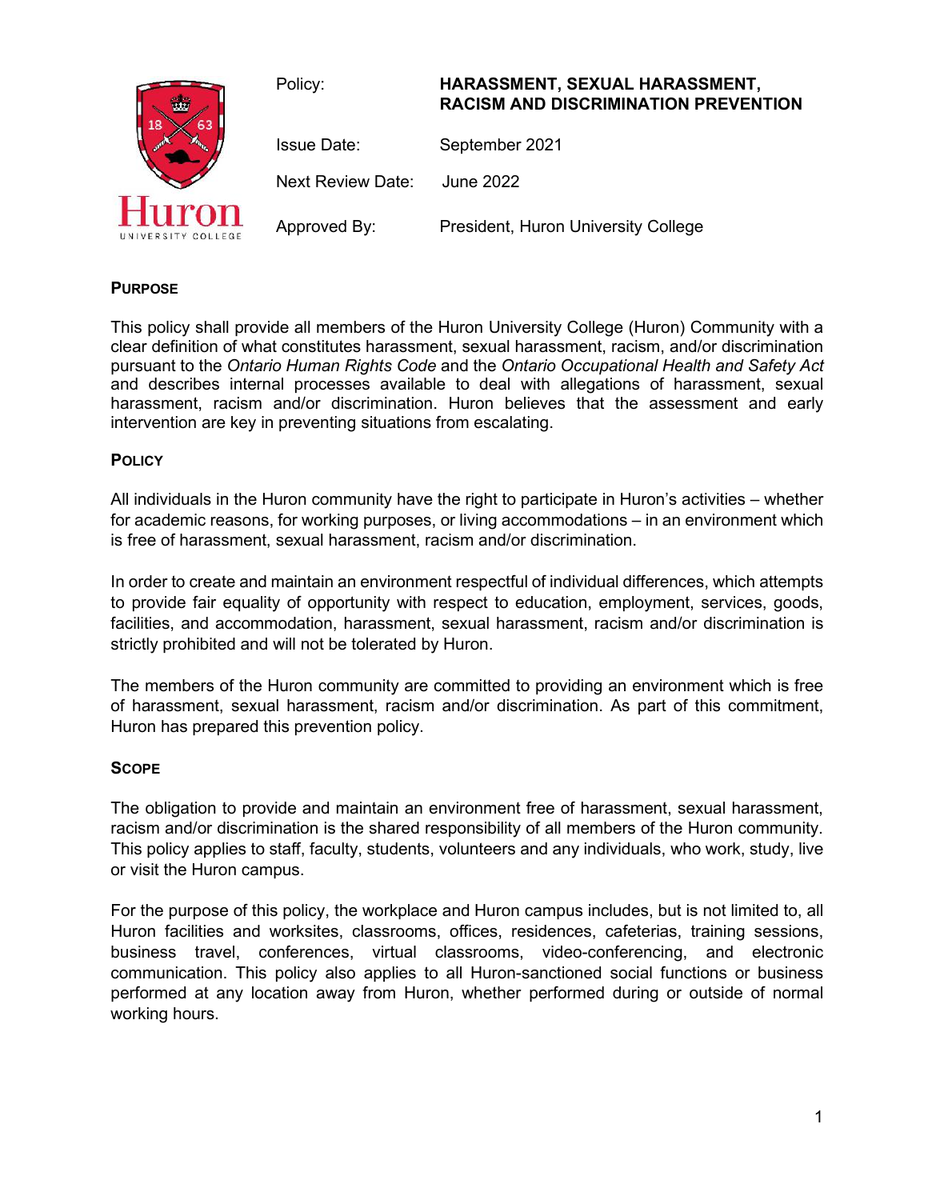Huron UNIVERSITY COLLEGE

| | |
|---|---|
| Policy: | **HARASSMENT, SEXUAL HARASSMENT, RACISM AND DISCRIMINATION PREVENTION** |
| Issue Date: | September 2021 |
| Next Review Date: | June 2022 |
| Approved By: | President, Huron University College |

## PURPOSE

This policy shall provide all members of the Huron University College (Huron) Community with a clear definition of what constitutes harassment, sexual harassment, racism, and/or discrimination pursuant to the *Ontario Human Rights Code* and the *Ontario Occupational Health and Safety Act* and describes internal processes available to deal with allegations of harassment, sexual harassment, racism and/or discrimination. Huron believes that the assessment and early intervention are key in preventing situations from escalating.

## POLICY

All individuals in the Huron community have the right to participate in Huron's activities – whether for academic reasons, for working purposes, or living accommodations – in an environment which is free of harassment, sexual harassment, racism and/or discrimination.

In order to create and maintain an environment respectful of individual differences, which attempts to provide fair equality of opportunity with respect to education, employment, services, goods, facilities, and accommodation, harassment, sexual harassment, racism and/or discrimination is strictly prohibited and will not be tolerated by Huron.

The members of the Huron community are committed to providing an environment which is free of harassment, sexual harassment, racism and/or discrimination. As part of this commitment, Huron has prepared this prevention policy.

## SCOPE

The obligation to provide and maintain an environment free of harassment, sexual harassment, racism and/or discrimination is the shared responsibility of all members of the Huron community. This policy applies to staff, faculty, students, volunteers and any individuals, who work, study, live or visit the Huron campus.

For the purpose of this policy, the workplace and Huron campus includes, but is not limited to, all Huron facilities and worksites, classrooms, offices, residences, cafeterias, training sessions, business travel, conferences, virtual classrooms, video-conferencing, and electronic communication. This policy also applies to all Huron-sanctioned social functions or business performed at any location away from Huron, whether performed during or outside of normal working hours.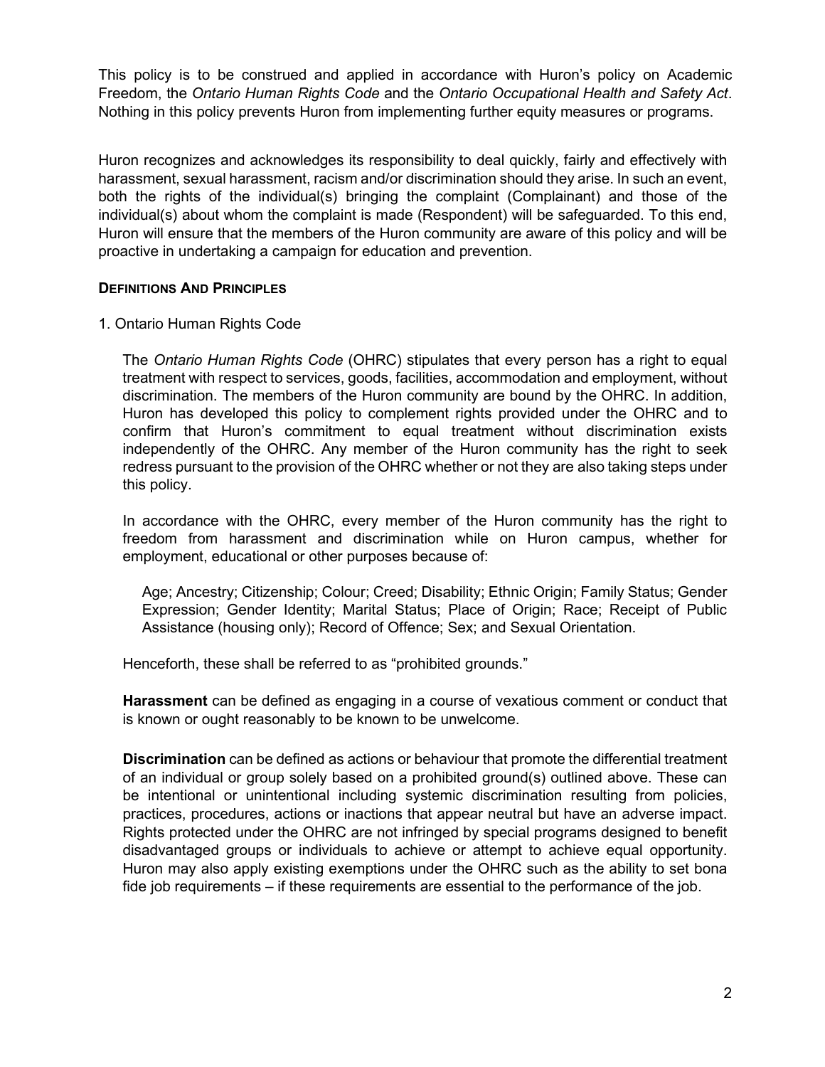This policy is to be construed and applied in accordance with Huron's policy on Academic Freedom, the *Ontario Human Rights Code* and the *Ontario Occupational Health and Safety Act*. Nothing in this policy prevents Huron from implementing further equity measures or programs.

Huron recognizes and acknowledges its responsibility to deal quickly, fairly and effectively with harassment, sexual harassment, racism and/or discrimination should they arise. In such an event, both the rights of the individual(s) bringing the complaint (Complainant) and those of the individual(s) about whom the complaint is made (Respondent) will be safeguarded. To this end, Huron will ensure that the members of the Huron community are aware of this policy and will be proactive in undertaking a campaign for education and prevention.

## DEFINITIONS AND PRINCIPLES

1. Ontario Human Rights Code

The *Ontario Human Rights Code* (OHRC) stipulates that every person has a right to equal treatment with respect to services, goods, facilities, accommodation and employment, without discrimination. The members of the Huron community are bound by the OHRC. In addition, Huron has developed this policy to complement rights provided under the OHRC and to confirm that Huron's commitment to equal treatment without discrimination exists independently of the OHRC. Any member of the Huron community has the right to seek redress pursuant to the provision of the OHRC whether or not they are also taking steps under this policy.

In accordance with the OHRC, every member of the Huron community has the right to freedom from harassment and discrimination while on Huron campus, whether for employment, educational or other purposes because of:

Age; Ancestry; Citizenship; Colour; Creed; Disability; Ethnic Origin; Family Status; Gender Expression; Gender Identity; Marital Status; Place of Origin; Race; Receipt of Public Assistance (housing only); Record of Offence; Sex; and Sexual Orientation.

Henceforth, these shall be referred to as "prohibited grounds."

**Harassment** can be defined as engaging in a course of vexatious comment or conduct that is known or ought reasonably to be known to be unwelcome.

**Discrimination** can be defined as actions or behaviour that promote the differential treatment of an individual or group solely based on a prohibited ground(s) outlined above. These can be intentional or unintentional including systemic discrimination resulting from policies, practices, procedures, actions or inactions that appear neutral but have an adverse impact. Rights protected under the OHRC are not infringed by special programs designed to benefit disadvantaged groups or individuals to achieve or attempt to achieve equal opportunity. Huron may also apply existing exemptions under the OHRC such as the ability to set bona fide job requirements – if these requirements are essential to the performance of the job.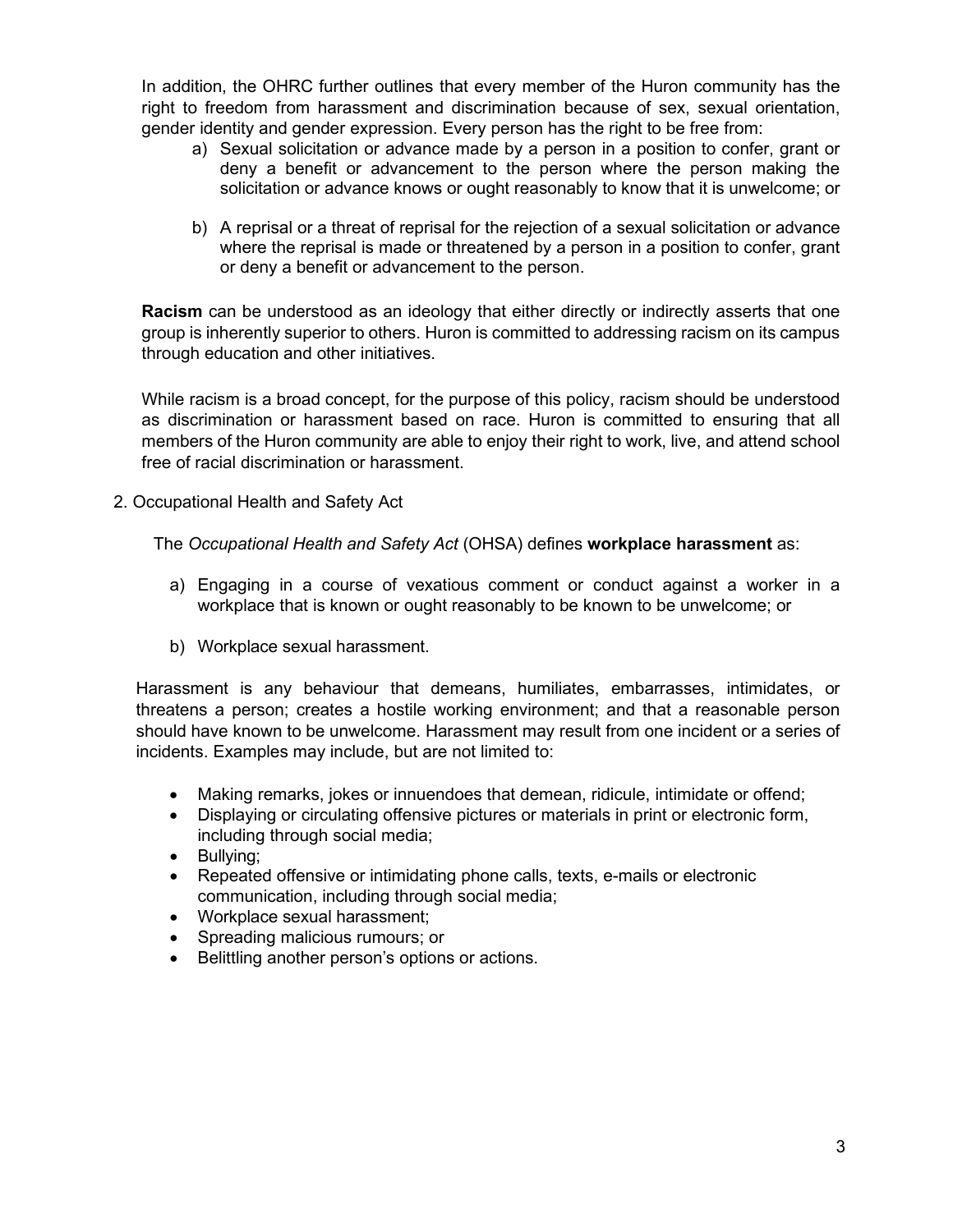In addition, the OHRC further outlines that every member of the Huron community has the right to freedom from harassment and discrimination because of sex, sexual orientation, gender identity and gender expression. Every person has the right to be free from:

a) Sexual solicitation or advance made by a person in a position to confer, grant or deny a benefit or advancement to the person where the person making the solicitation or advance knows or ought reasonably to know that it is unwelcome; or

b) A reprisal or a threat of reprisal for the rejection of a sexual solicitation or advance where the reprisal is made or threatened by a person in a position to confer, grant or deny a benefit or advancement to the person.

**Racism** can be understood as an ideology that either directly or indirectly asserts that one group is inherently superior to others. Huron is committed to addressing racism on its campus through education and other initiatives.

While racism is a broad concept, for the purpose of this policy, racism should be understood as discrimination or harassment based on race. Huron is committed to ensuring that all members of the Huron community are able to enjoy their right to work, live, and attend school free of racial discrimination or harassment.

2. Occupational Health and Safety Act

The *Occupational Health and Safety Act* (OHSA) defines **workplace harassment** as:

a) Engaging in a course of vexatious comment or conduct against a worker in a workplace that is known or ought reasonably to be known to be unwelcome; or

b) Workplace sexual harassment.

Harassment is any behaviour that demeans, humiliates, embarrasses, intimidates, or threatens a person; creates a hostile working environment; and that a reasonable person should have known to be unwelcome. Harassment may result from one incident or a series of incidents. Examples may include, but are not limited to:

- Making remarks, jokes or innuendoes that demean, ridicule, intimidate or offend;
- Displaying or circulating offensive pictures or materials in print or electronic form, including through social media;
- Bullying;
- Repeated offensive or intimidating phone calls, texts, e-mails or electronic communication, including through social media;
- Workplace sexual harassment;
- Spreading malicious rumours; or
- Belittling another person's options or actions.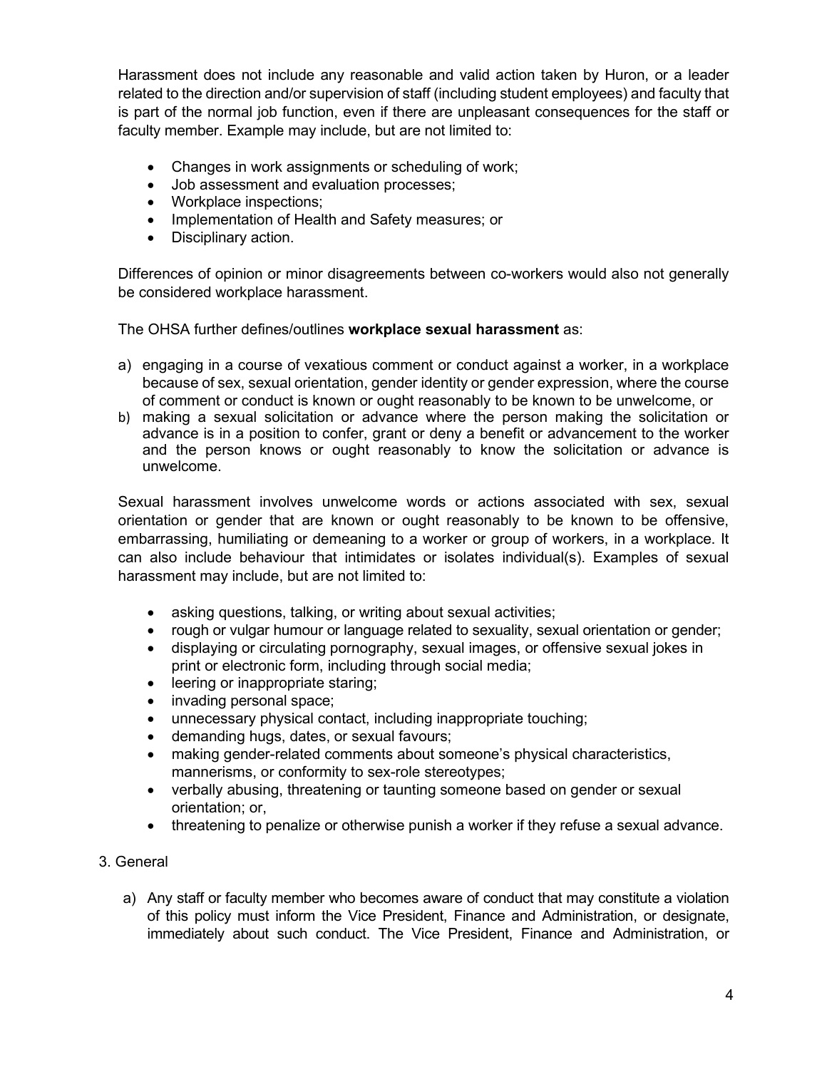Harassment does not include any reasonable and valid action taken by Huron, or a leader related to the direction and/or supervision of staff (including student employees) and faculty that is part of the normal job function, even if there are unpleasant consequences for the staff or faculty member. Example may include, but are not limited to:

- Changes in work assignments or scheduling of work;
- Job assessment and evaluation processes;
- Workplace inspections;
- Implementation of Health and Safety measures; or
- Disciplinary action.

Differences of opinion or minor disagreements between co-workers would also not generally be considered workplace harassment.

The OHSA further defines/outlines **workplace sexual harassment** as:

a) engaging in a course of vexatious comment or conduct against a worker, in a workplace because of sex, sexual orientation, gender identity or gender expression, where the course of comment or conduct is known or ought reasonably to be known to be unwelcome, or
b) making a sexual solicitation or advance where the person making the solicitation or advance is in a position to confer, grant or deny a benefit or advancement to the worker and the person knows or ought reasonably to know the solicitation or advance is unwelcome.

Sexual harassment involves unwelcome words or actions associated with sex, sexual orientation or gender that are known or ought reasonably to be known to be offensive, embarrassing, humiliating or demeaning to a worker or group of workers, in a workplace. It can also include behaviour that intimidates or isolates individual(s). Examples of sexual harassment may include, but are not limited to:

- asking questions, talking, or writing about sexual activities;
- rough or vulgar humour or language related to sexuality, sexual orientation or gender;
- displaying or circulating pornography, sexual images, or offensive sexual jokes in print or electronic form, including through social media;
- leering or inappropriate staring;
- invading personal space;
- unnecessary physical contact, including inappropriate touching;
- demanding hugs, dates, or sexual favours;
- making gender-related comments about someone's physical characteristics, mannerisms, or conformity to sex-role stereotypes;
- verbally abusing, threatening or taunting someone based on gender or sexual orientation; or,
- threatening to penalize or otherwise punish a worker if they refuse a sexual advance.

3. General

a) Any staff or faculty member who becomes aware of conduct that may constitute a violation of this policy must inform the Vice President, Finance and Administration, or designate, immediately about such conduct. The Vice President, Finance and Administration, or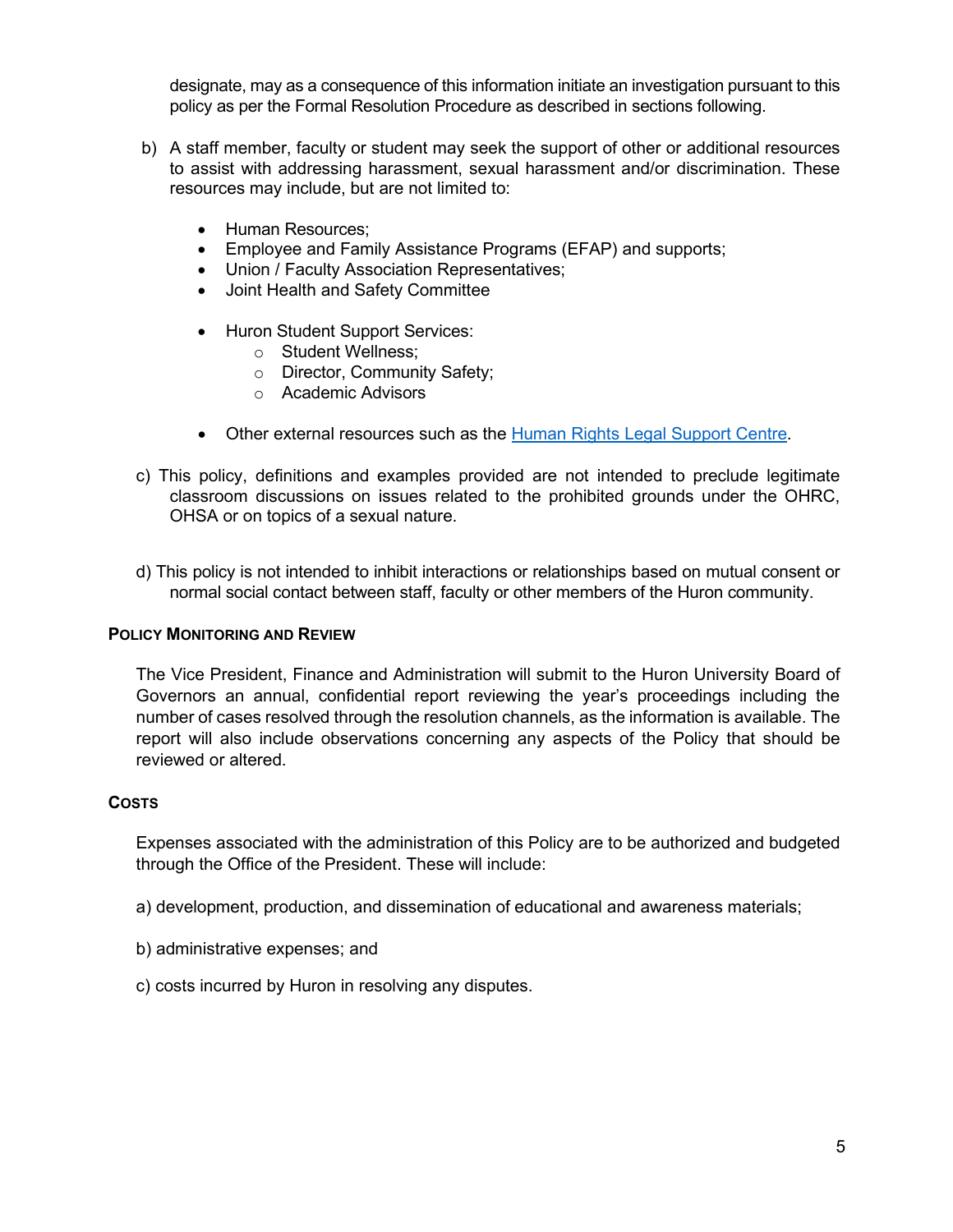designate, may as a consequence of this information initiate an investigation pursuant to this policy as per the Formal Resolution Procedure as described in sections following.

b) A staff member, faculty or student may seek the support of other or additional resources to assist with addressing harassment, sexual harassment and/or discrimination. These resources may include, but are not limited to:

- Human Resources;
- Employee and Family Assistance Programs (EFAP) and supports;
- Union / Faculty Association Representatives;
- Joint Health and Safety Committee
- Huron Student Support Services:
  - Student Wellness;
  - Director, Community Safety;
  - Academic Advisors
- Other external resources such as the Human Rights Legal Support Centre.

c) This policy, definitions and examples provided are not intended to preclude legitimate classroom discussions on issues related to the prohibited grounds under the OHRC, OHSA or on topics of a sexual nature.

d) This policy is not intended to inhibit interactions or relationships based on mutual consent or normal social contact between staff, faculty or other members of the Huron community.

## Policy Monitoring and Review

The Vice President, Finance and Administration will submit to the Huron University Board of Governors an annual, confidential report reviewing the year's proceedings including the number of cases resolved through the resolution channels, as the information is available. The report will also include observations concerning any aspects of the Policy that should be reviewed or altered.

## Costs

Expenses associated with the administration of this Policy are to be authorized and budgeted through the Office of the President. These will include:

a) development, production, and dissemination of educational and awareness materials;

b) administrative expenses; and

c) costs incurred by Huron in resolving any disputes.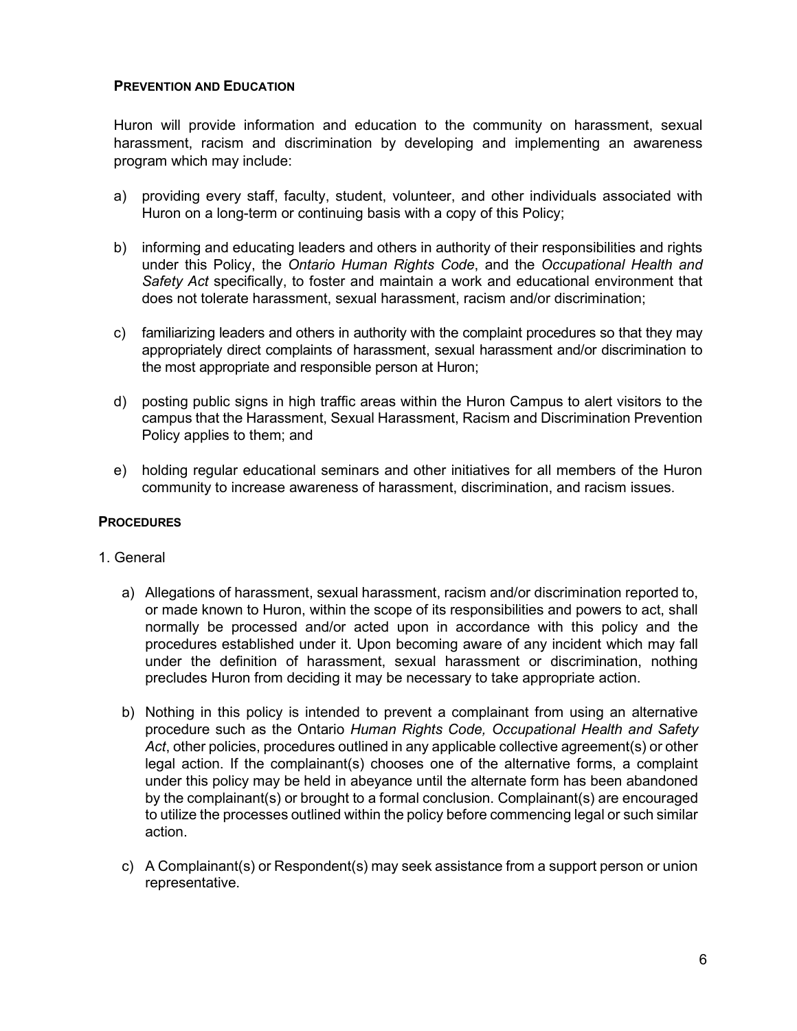## PREVENTION AND EDUCATION

Huron will provide information and education to the community on harassment, sexual harassment, racism and discrimination by developing and implementing an awareness program which may include:

a) providing every staff, faculty, student, volunteer, and other individuals associated with Huron on a long-term or continuing basis with a copy of this Policy;

b) informing and educating leaders and others in authority of their responsibilities and rights under this Policy, the *Ontario Human Rights Code*, and the *Occupational Health and Safety Act* specifically, to foster and maintain a work and educational environment that does not tolerate harassment, sexual harassment, racism and/or discrimination;

c) familiarizing leaders and others in authority with the complaint procedures so that they may appropriately direct complaints of harassment, sexual harassment and/or discrimination to the most appropriate and responsible person at Huron;

d) posting public signs in high traffic areas within the Huron Campus to alert visitors to the campus that the Harassment, Sexual Harassment, Racism and Discrimination Prevention Policy applies to them; and

e) holding regular educational seminars and other initiatives for all members of the Huron community to increase awareness of harassment, discrimination, and racism issues.

## PROCEDURES

1. General

   a) Allegations of harassment, sexual harassment, racism and/or discrimination reported to, or made known to Huron, within the scope of its responsibilities and powers to act, shall normally be processed and/or acted upon in accordance with this policy and the procedures established under it. Upon becoming aware of any incident which may fall under the definition of harassment, sexual harassment or discrimination, nothing precludes Huron from deciding it may be necessary to take appropriate action.

   b) Nothing in this policy is intended to prevent a complainant from using an alternative procedure such as the Ontario *Human Rights Code, Occupational Health and Safety Act*, other policies, procedures outlined in any applicable collective agreement(s) or other legal action. If the complainant(s) chooses one of the alternative forms, a complaint under this policy may be held in abeyance until the alternate form has been abandoned by the complainant(s) or brought to a formal conclusion. Complainant(s) are encouraged to utilize the processes outlined within the policy before commencing legal or such similar action.

   c) A Complainant(s) or Respondent(s) may seek assistance from a support person or union representative.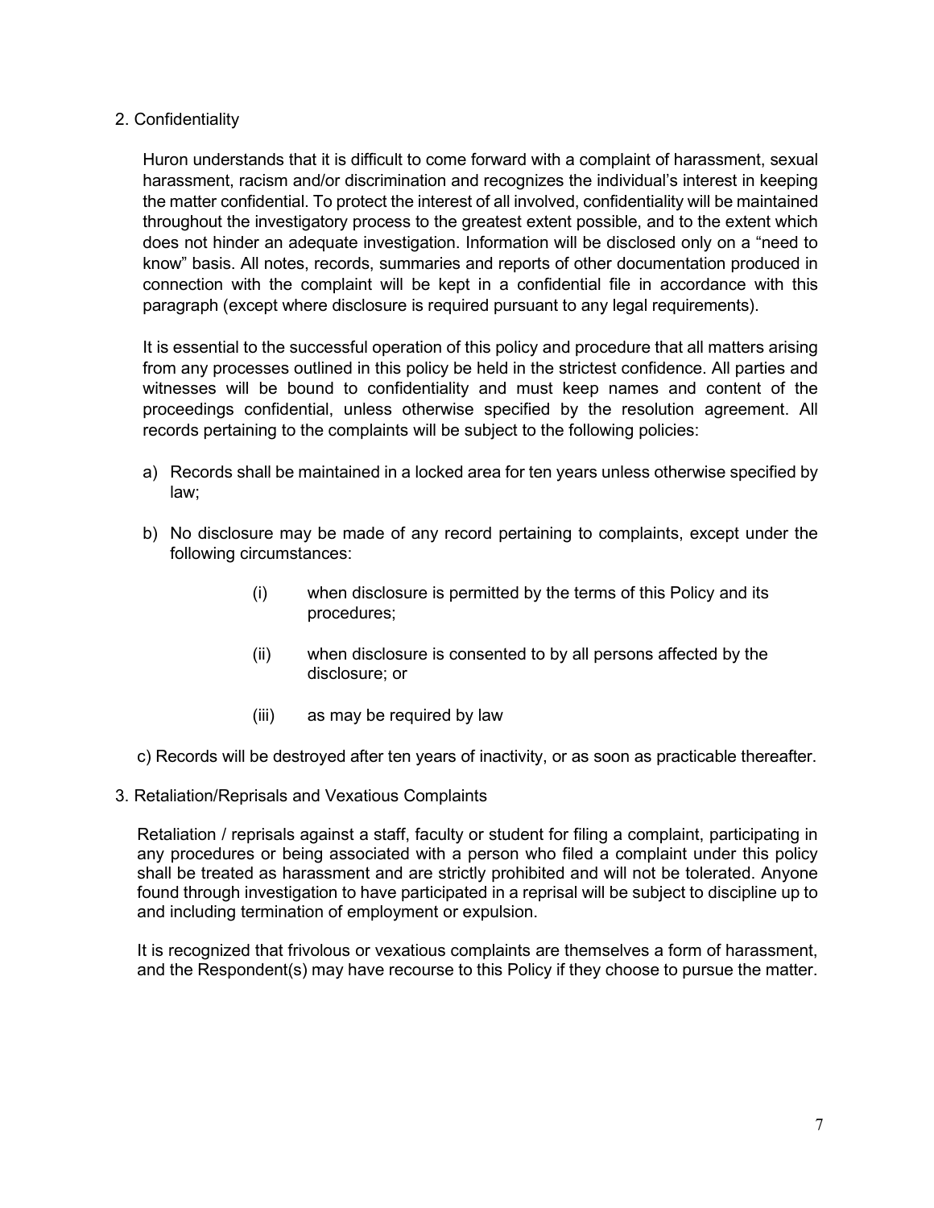## 2. Confidentiality

Huron understands that it is difficult to come forward with a complaint of harassment, sexual harassment, racism and/or discrimination and recognizes the individual's interest in keeping the matter confidential. To protect the interest of all involved, confidentiality will be maintained throughout the investigatory process to the greatest extent possible, and to the extent which does not hinder an adequate investigation. Information will be disclosed only on a "need to know" basis. All notes, records, summaries and reports of other documentation produced in connection with the complaint will be kept in a confidential file in accordance with this paragraph (except where disclosure is required pursuant to any legal requirements).

It is essential to the successful operation of this policy and procedure that all matters arising from any processes outlined in this policy be held in the strictest confidence. All parties and witnesses will be bound to confidentiality and must keep names and content of the proceedings confidential, unless otherwise specified by the resolution agreement. All records pertaining to the complaints will be subject to the following policies:

a) Records shall be maintained in a locked area for ten years unless otherwise specified by law;

b) No disclosure may be made of any record pertaining to complaints, except under the following circumstances:

   (i) when disclosure is permitted by the terms of this Policy and its procedures;

   (ii) when disclosure is consented to by all persons affected by the disclosure; or

   (iii) as may be required by law

c) Records will be destroyed after ten years of inactivity, or as soon as practicable thereafter.

## 3. Retaliation/Reprisals and Vexatious Complaints

Retaliation / reprisals against a staff, faculty or student for filing a complaint, participating in any procedures or being associated with a person who filed a complaint under this policy shall be treated as harassment and are strictly prohibited and will not be tolerated. Anyone found through investigation to have participated in a reprisal will be subject to discipline up to and including termination of employment or expulsion.

It is recognized that frivolous or vexatious complaints are themselves a form of harassment, and the Respondent(s) may have recourse to this Policy if they choose to pursue the matter.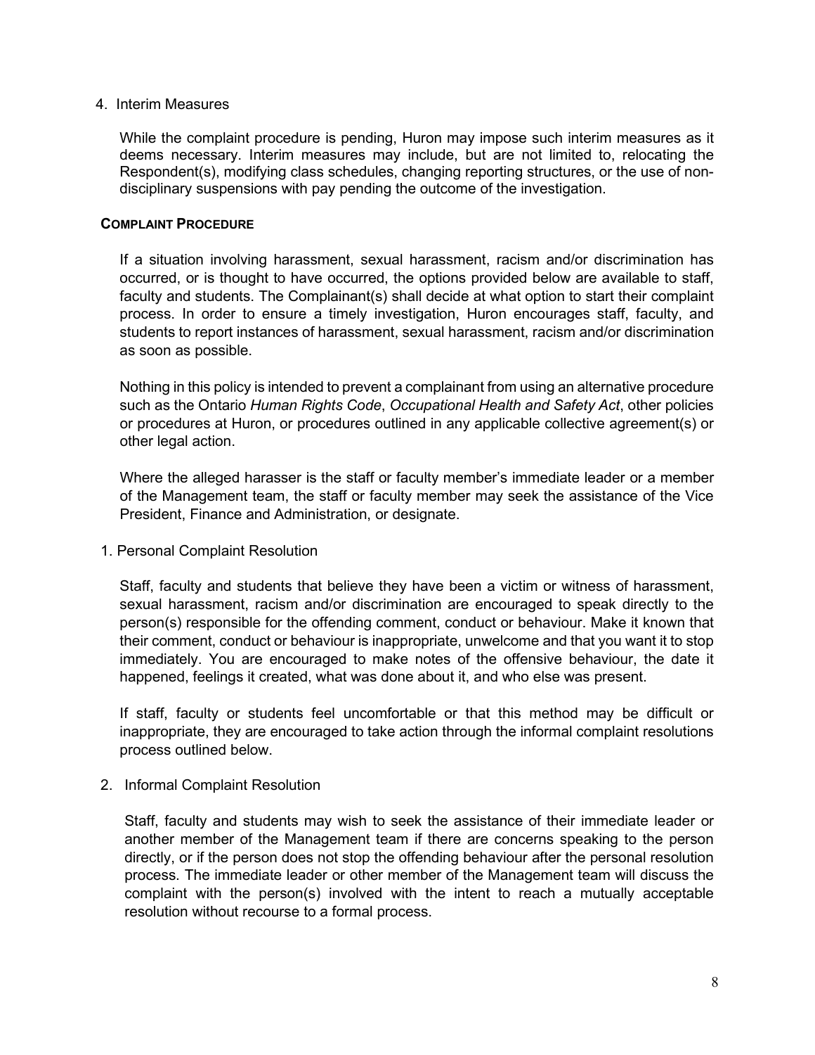4. Interim Measures

While the complaint procedure is pending, Huron may impose such interim measures as it deems necessary. Interim measures may include, but are not limited to, relocating the Respondent(s), modifying class schedules, changing reporting structures, or the use of non-disciplinary suspensions with pay pending the outcome of the investigation.

## COMPLAINT PROCEDURE

If a situation involving harassment, sexual harassment, racism and/or discrimination has occurred, or is thought to have occurred, the options provided below are available to staff, faculty and students. The Complainant(s) shall decide at what option to start their complaint process. In order to ensure a timely investigation, Huron encourages staff, faculty, and students to report instances of harassment, sexual harassment, racism and/or discrimination as soon as possible.

Nothing in this policy is intended to prevent a complainant from using an alternative procedure such as the Ontario *Human Rights Code*, *Occupational Health and Safety Act*, other policies or procedures at Huron, or procedures outlined in any applicable collective agreement(s) or other legal action.

Where the alleged harasser is the staff or faculty member's immediate leader or a member of the Management team, the staff or faculty member may seek the assistance of the Vice President, Finance and Administration, or designate.

1. Personal Complaint Resolution

Staff, faculty and students that believe they have been a victim or witness of harassment, sexual harassment, racism and/or discrimination are encouraged to speak directly to the person(s) responsible for the offending comment, conduct or behaviour. Make it known that their comment, conduct or behaviour is inappropriate, unwelcome and that you want it to stop immediately. You are encouraged to make notes of the offensive behaviour, the date it happened, feelings it created, what was done about it, and who else was present.

If staff, faculty or students feel uncomfortable or that this method may be difficult or inappropriate, they are encouraged to take action through the informal complaint resolutions process outlined below.

2. Informal Complaint Resolution

Staff, faculty and students may wish to seek the assistance of their immediate leader or another member of the Management team if there are concerns speaking to the person directly, or if the person does not stop the offending behaviour after the personal resolution process. The immediate leader or other member of the Management team will discuss the complaint with the person(s) involved with the intent to reach a mutually acceptable resolution without recourse to a formal process.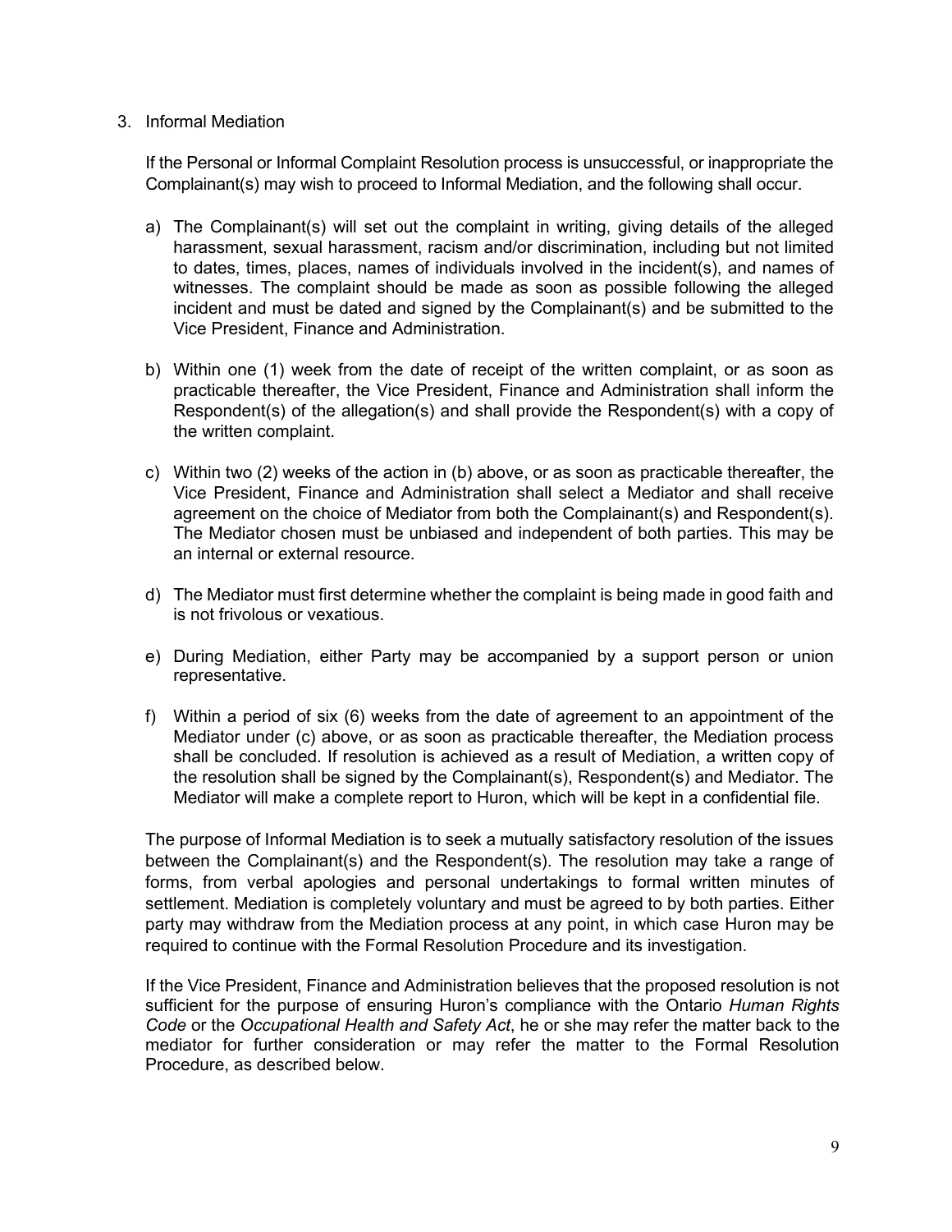3. Informal Mediation

If the Personal or Informal Complaint Resolution process is unsuccessful, or inappropriate the Complainant(s) may wish to proceed to Informal Mediation, and the following shall occur.

a) The Complainant(s) will set out the complaint in writing, giving details of the alleged harassment, sexual harassment, racism and/or discrimination, including but not limited to dates, times, places, names of individuals involved in the incident(s), and names of witnesses. The complaint should be made as soon as possible following the alleged incident and must be dated and signed by the Complainant(s) and be submitted to the Vice President, Finance and Administration.

b) Within one (1) week from the date of receipt of the written complaint, or as soon as practicable thereafter, the Vice President, Finance and Administration shall inform the Respondent(s) of the allegation(s) and shall provide the Respondent(s) with a copy of the written complaint.

c) Within two (2) weeks of the action in (b) above, or as soon as practicable thereafter, the Vice President, Finance and Administration shall select a Mediator and shall receive agreement on the choice of Mediator from both the Complainant(s) and Respondent(s). The Mediator chosen must be unbiased and independent of both parties. This may be an internal or external resource.

d) The Mediator must first determine whether the complaint is being made in good faith and is not frivolous or vexatious.

e) During Mediation, either Party may be accompanied by a support person or union representative.

f) Within a period of six (6) weeks from the date of agreement to an appointment of the Mediator under (c) above, or as soon as practicable thereafter, the Mediation process shall be concluded. If resolution is achieved as a result of Mediation, a written copy of the resolution shall be signed by the Complainant(s), Respondent(s) and Mediator. The Mediator will make a complete report to Huron, which will be kept in a confidential file.

The purpose of Informal Mediation is to seek a mutually satisfactory resolution of the issues between the Complainant(s) and the Respondent(s). The resolution may take a range of forms, from verbal apologies and personal undertakings to formal written minutes of settlement. Mediation is completely voluntary and must be agreed to by both parties. Either party may withdraw from the Mediation process at any point, in which case Huron may be required to continue with the Formal Resolution Procedure and its investigation.

If the Vice President, Finance and Administration believes that the proposed resolution is not sufficient for the purpose of ensuring Huron's compliance with the Ontario *Human Rights Code* or the *Occupational Health and Safety Act*, he or she may refer the matter back to the mediator for further consideration or may refer the matter to the Formal Resolution Procedure, as described below.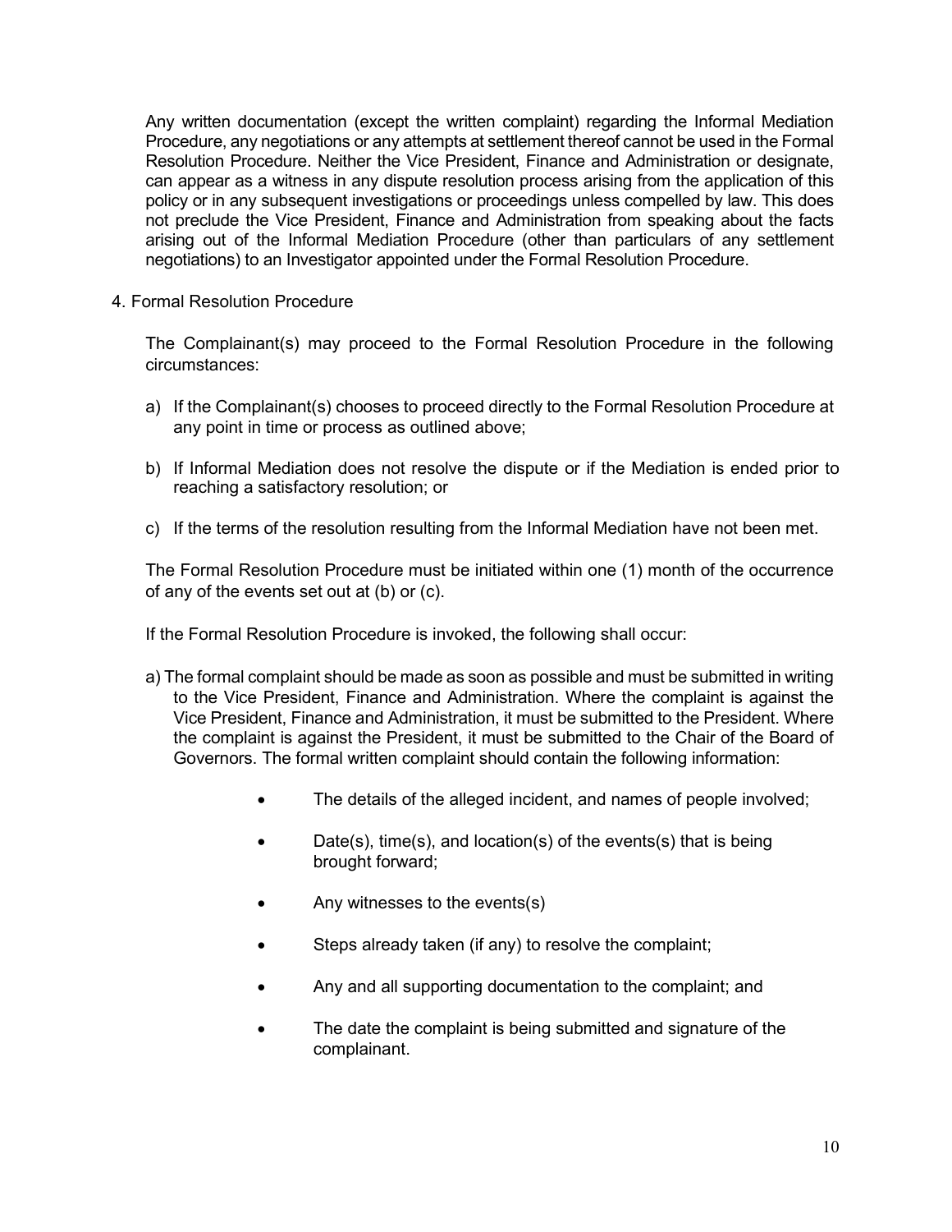Any written documentation (except the written complaint) regarding the Informal Mediation Procedure, any negotiations or any attempts at settlement thereof cannot be used in the Formal Resolution Procedure. Neither the Vice President, Finance and Administration or designate, can appear as a witness in any dispute resolution process arising from the application of this policy or in any subsequent investigations or proceedings unless compelled by law. This does not preclude the Vice President, Finance and Administration from speaking about the facts arising out of the Informal Mediation Procedure (other than particulars of any settlement negotiations) to an Investigator appointed under the Formal Resolution Procedure.

4. Formal Resolution Procedure

The Complainant(s) may proceed to the Formal Resolution Procedure in the following circumstances:

a) If the Complainant(s) chooses to proceed directly to the Formal Resolution Procedure at any point in time or process as outlined above;

b) If Informal Mediation does not resolve the dispute or if the Mediation is ended prior to reaching a satisfactory resolution; or

c) If the terms of the resolution resulting from the Informal Mediation have not been met.

The Formal Resolution Procedure must be initiated within one (1) month of the occurrence of any of the events set out at (b) or (c).

If the Formal Resolution Procedure is invoked, the following shall occur:

a) The formal complaint should be made as soon as possible and must be submitted in writing to the Vice President, Finance and Administration. Where the complaint is against the Vice President, Finance and Administration, it must be submitted to the President. Where the complaint is against the President, it must be submitted to the Chair of the Board of Governors. The formal written complaint should contain the following information:

- The details of the alleged incident, and names of people involved;
- Date(s), time(s), and location(s) of the events(s) that is being brought forward;
- Any witnesses to the events(s)
- Steps already taken (if any) to resolve the complaint;
- Any and all supporting documentation to the complaint; and
- The date the complaint is being submitted and signature of the complainant.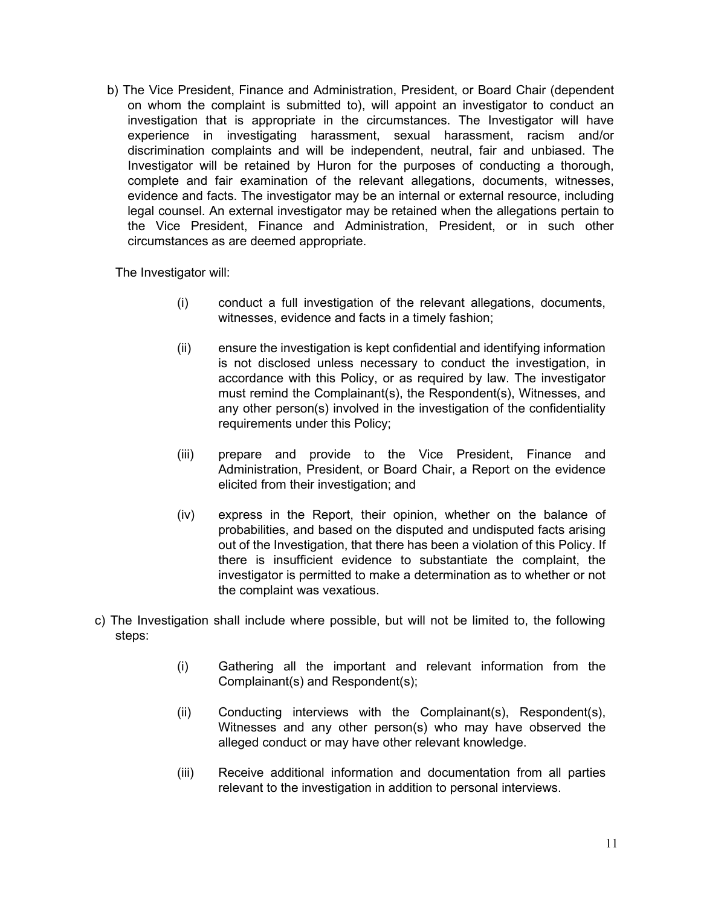b) The Vice President, Finance and Administration, President, or Board Chair (dependent on whom the complaint is submitted to), will appoint an investigator to conduct an investigation that is appropriate in the circumstances. The Investigator will have experience in investigating harassment, sexual harassment, racism and/or discrimination complaints and will be independent, neutral, fair and unbiased. The Investigator will be retained by Huron for the purposes of conducting a thorough, complete and fair examination of the relevant allegations, documents, witnesses, evidence and facts. The investigator may be an internal or external resource, including legal counsel. An external investigator may be retained when the allegations pertain to the Vice President, Finance and Administration, President, or in such other circumstances as are deemed appropriate.

The Investigator will:

(i) conduct a full investigation of the relevant allegations, documents, witnesses, evidence and facts in a timely fashion;

(ii) ensure the investigation is kept confidential and identifying information is not disclosed unless necessary to conduct the investigation, in accordance with this Policy, or as required by law. The investigator must remind the Complainant(s), the Respondent(s), Witnesses, and any other person(s) involved in the investigation of the confidentiality requirements under this Policy;

(iii) prepare and provide to the Vice President, Finance and Administration, President, or Board Chair, a Report on the evidence elicited from their investigation; and

(iv) express in the Report, their opinion, whether on the balance of probabilities, and based on the disputed and undisputed facts arising out of the Investigation, that there has been a violation of this Policy. If there is insufficient evidence to substantiate the complaint, the investigator is permitted to make a determination as to whether or not the complaint was vexatious.

c) The Investigation shall include where possible, but will not be limited to, the following steps:

(i) Gathering all the important and relevant information from the Complainant(s) and Respondent(s);

(ii) Conducting interviews with the Complainant(s), Respondent(s), Witnesses and any other person(s) who may have observed the alleged conduct or may have other relevant knowledge.

(iii) Receive additional information and documentation from all parties relevant to the investigation in addition to personal interviews.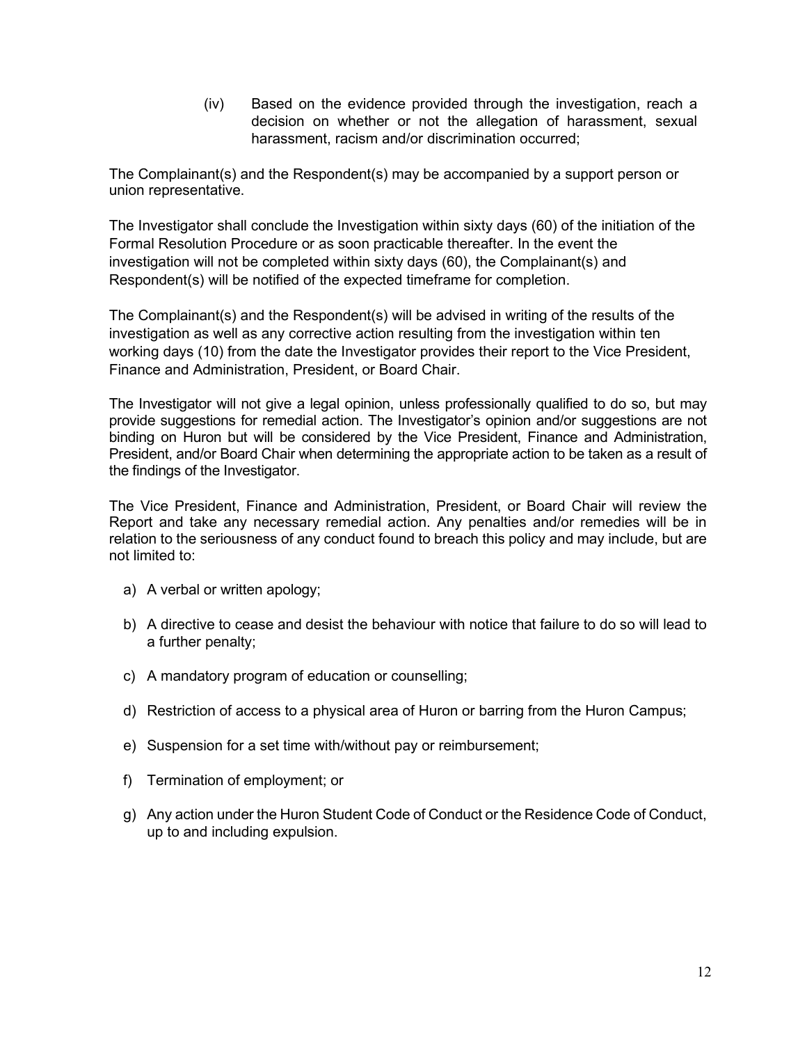(iv) Based on the evidence provided through the investigation, reach a decision on whether or not the allegation of harassment, sexual harassment, racism and/or discrimination occurred;

The Complainant(s) and the Respondent(s) may be accompanied by a support person or union representative.

The Investigator shall conclude the Investigation within sixty days (60) of the initiation of the Formal Resolution Procedure or as soon practicable thereafter. In the event the investigation will not be completed within sixty days (60), the Complainant(s) and Respondent(s) will be notified of the expected timeframe for completion.

The Complainant(s) and the Respondent(s) will be advised in writing of the results of the investigation as well as any corrective action resulting from the investigation within ten working days (10) from the date the Investigator provides their report to the Vice President, Finance and Administration, President, or Board Chair.

The Investigator will not give a legal opinion, unless professionally qualified to do so, but may provide suggestions for remedial action. The Investigator's opinion and/or suggestions are not binding on Huron but will be considered by the Vice President, Finance and Administration, President, and/or Board Chair when determining the appropriate action to be taken as a result of the findings of the Investigator.

The Vice President, Finance and Administration, President, or Board Chair will review the Report and take any necessary remedial action. Any penalties and/or remedies will be in relation to the seriousness of any conduct found to breach this policy and may include, but are not limited to:

a) A verbal or written apology;

b) A directive to cease and desist the behaviour with notice that failure to do so will lead to a further penalty;

c) A mandatory program of education or counselling;

d) Restriction of access to a physical area of Huron or barring from the Huron Campus;

e) Suspension for a set time with/without pay or reimbursement;

f) Termination of employment; or

g) Any action under the Huron Student Code of Conduct or the Residence Code of Conduct, up to and including expulsion.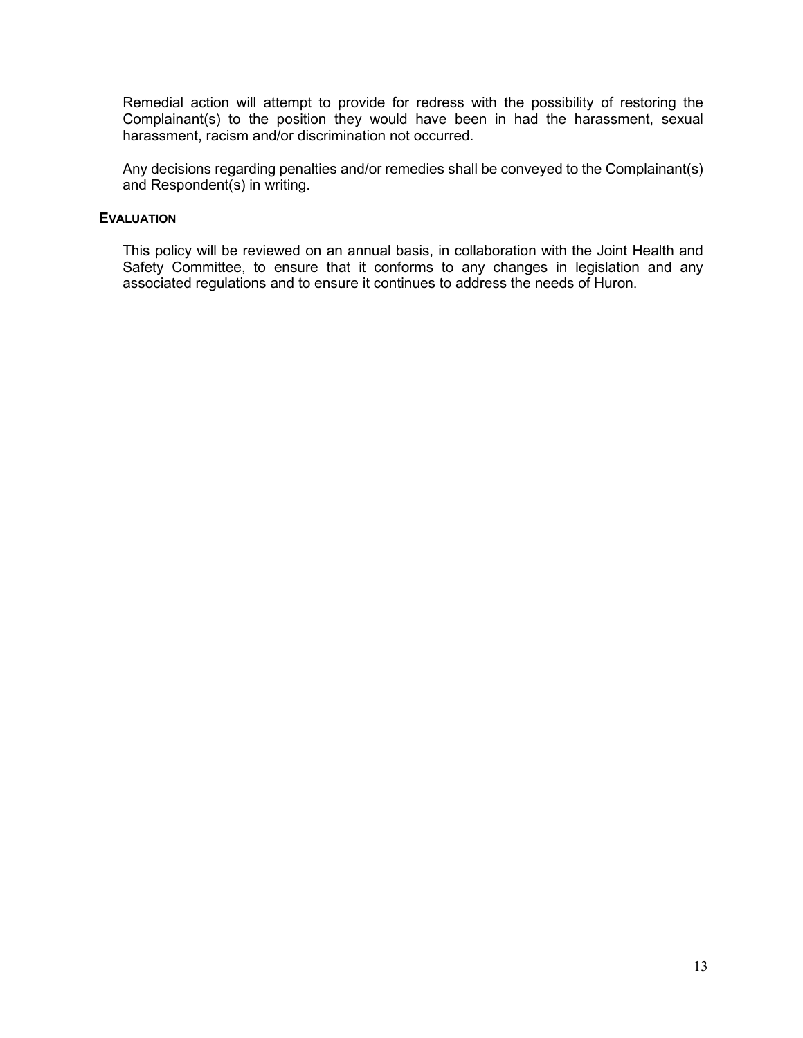Remedial action will attempt to provide for redress with the possibility of restoring the Complainant(s) to the position they would have been in had the harassment, sexual harassment, racism and/or discrimination not occurred.

Any decisions regarding penalties and/or remedies shall be conveyed to the Complainant(s) and Respondent(s) in writing.

## EVALUATION

This policy will be reviewed on an annual basis, in collaboration with the Joint Health and Safety Committee, to ensure that it conforms to any changes in legislation and any associated regulations and to ensure it continues to address the needs of Huron.